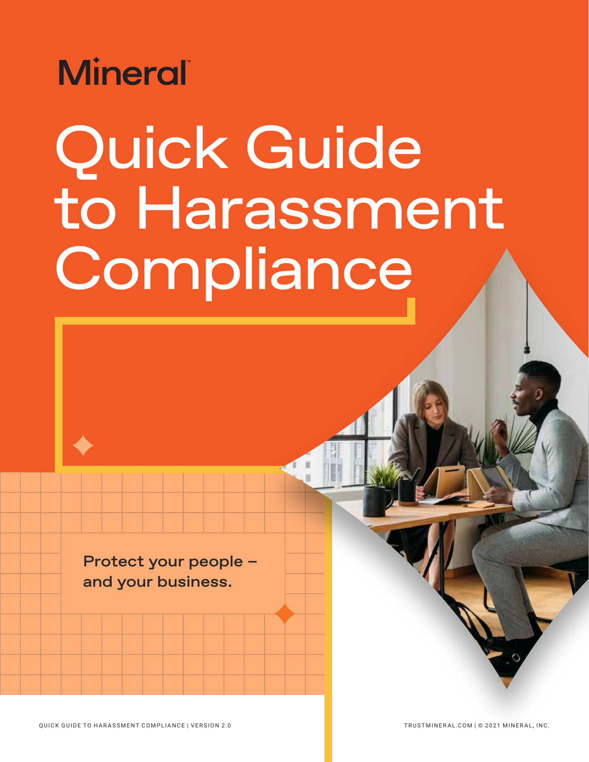Mineral™

# Quick Guide to Harassment Compliance

**Protect your people – and your business.**

QUICK GUIDE TO HARASSMENT COMPLIANCE | VERSION 2.0

TRUSTMINERAL.COM | © 2021 MINERAL, INC.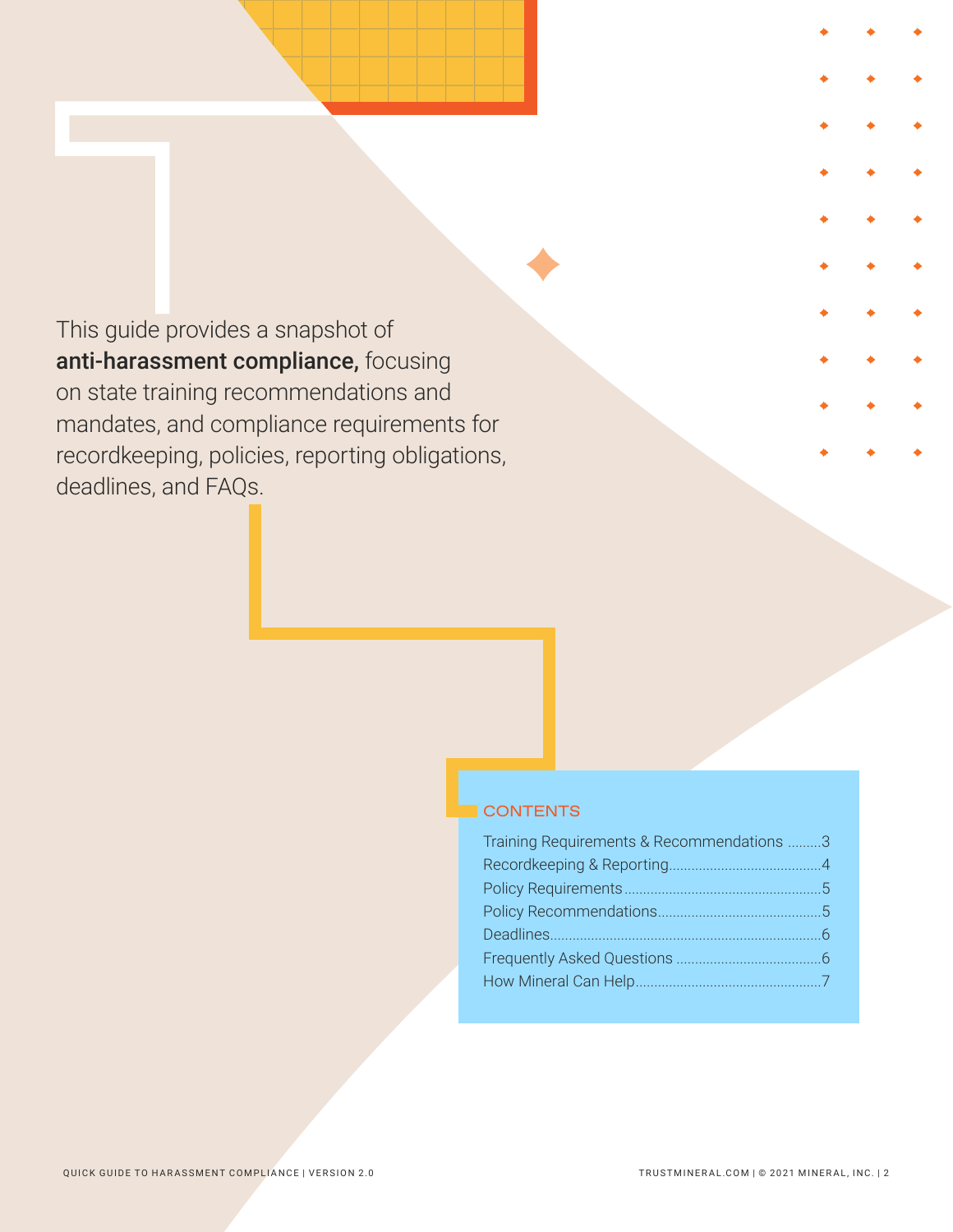This guide provides a snapshot of **anti-harassment compliance,** focusing on state training recommendations and mandates, and compliance requirements for recordkeeping, policies, reporting obligations, deadlines, and FAQs.

## CONTENTS

| | |
|---|---|
| Training Requirements & Recommendations | 3 |
| Recordkeeping & Reporting | 4 |
| Policy Requirements | 5 |
| Policy Recommendations | 5 |
| Deadlines | 6 |
| Frequently Asked Questions | 6 |
| How Mineral Can Help | 7 |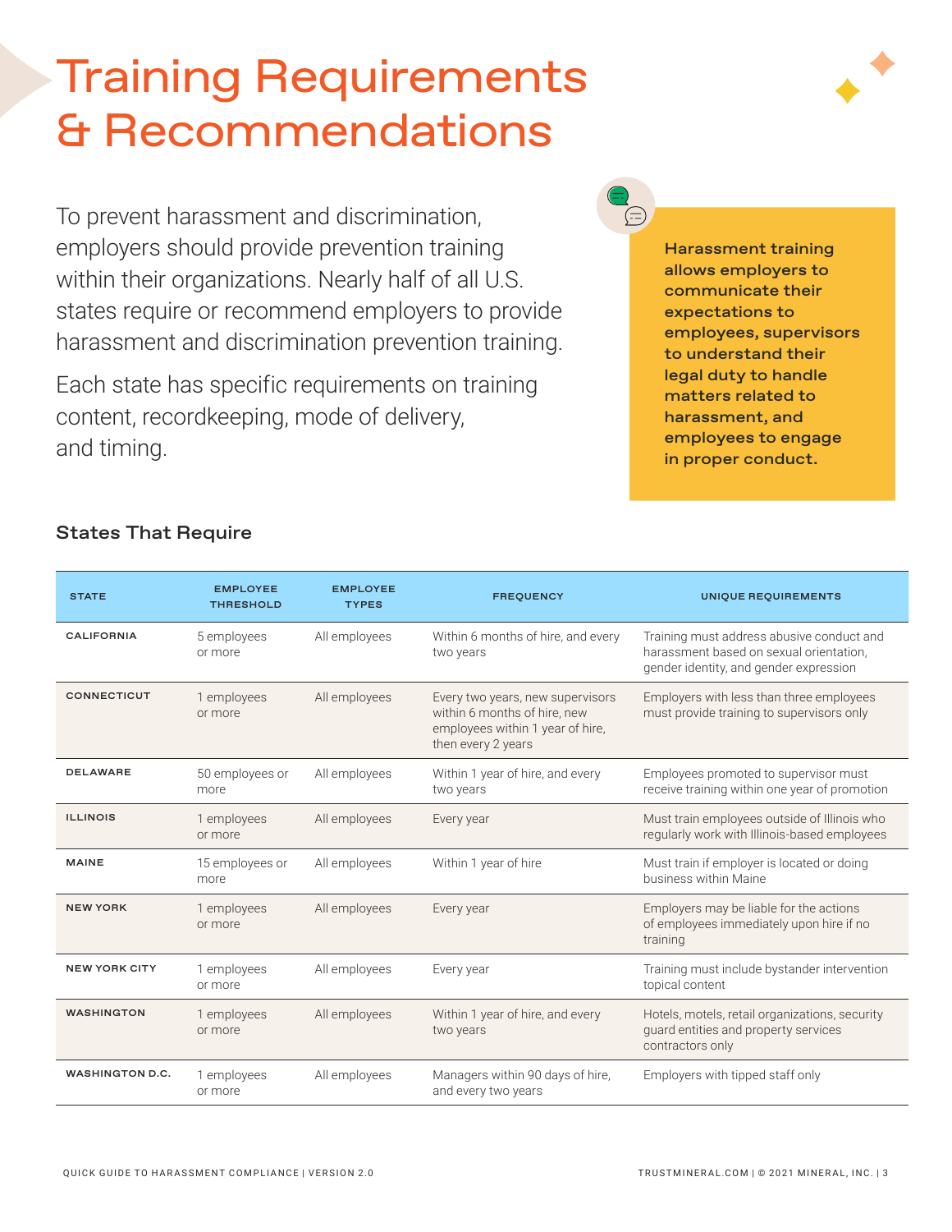# Training Requirements & Recommendations

To prevent harassment and discrimination, employers should provide prevention training within their organizations. Nearly half of all U.S. states require or recommend employers to provide harassment and discrimination prevention training.

Each state has specific requirements on training content, recordkeeping, mode of delivery, and timing.

**Harassment training allows employers to communicate their expectations to employees, supervisors to understand their legal duty to handle matters related to harassment, and employees to engage in proper conduct.**

### States That Require

| STATE | EMPLOYEE THRESHOLD | EMPLOYEE TYPES | FREQUENCY | UNIQUE REQUIREMENTS |
|---|---|---|---|---|
| CALIFORNIA | 5 employees or more | All employees | Within 6 months of hire, and every two years | Training must address abusive conduct and harassment based on sexual orientation, gender identity, and gender expression |
| CONNECTICUT | 1 employees or more | All employees | Every two years, new supervisors within 6 months of hire, new employees within 1 year of hire, then every 2 years | Employers with less than three employees must provide training to supervisors only |
| DELAWARE | 50 employees or more | All employees | Within 1 year of hire, and every two years | Employees promoted to supervisor must receive training within one year of promotion |
| ILLINOIS | 1 employees or more | All employees | Every year | Must train employees outside of Illinois who regularly work with Illinois-based employees |
| MAINE | 15 employees or more | All employees | Within 1 year of hire | Must train if employer is located or doing business within Maine |
| NEW YORK | 1 employees or more | All employees | Every year | Employers may be liable for the actions of employees immediately upon hire if no training |
| NEW YORK CITY | 1 employees or more | All employees | Every year | Training must include bystander intervention topical content |
| WASHINGTON | 1 employees or more | All employees | Within 1 year of hire, and every two years | Hotels, motels, retail organizations, security guard entities and property services contractors only |
| WASHINGTON D.C. | 1 employees or more | All employees | Managers within 90 days of hire, and every two years | Employers with tipped staff only |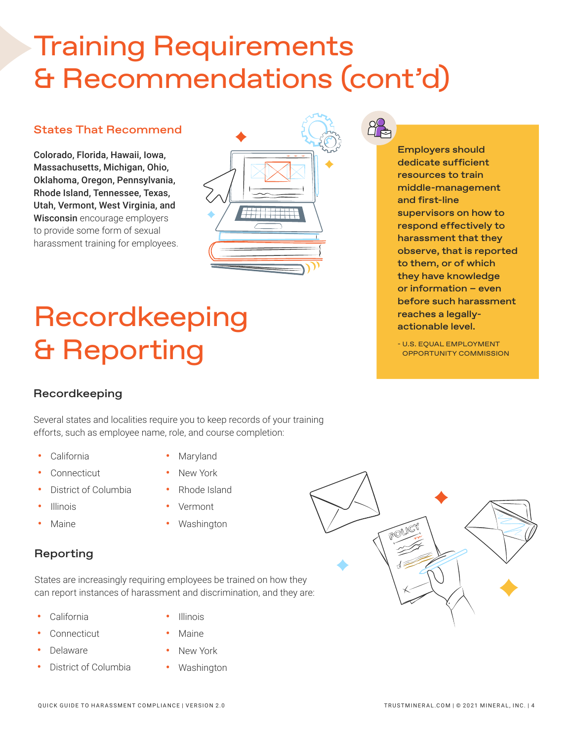# Training Requirements & Recommendations (cont'd)

### States That Recommend

**Colorado, Florida, Hawaii, Iowa, Massachusetts, Michigan, Ohio, Oklahoma, Oregon, Pennsylvania, Rhode Island, Tennessee, Texas, Utah, Vermont, West Virginia, and Wisconsin** encourage employers to provide some form of sexual harassment training for employees.

**Employers should dedicate sufficient resources to train middle-management and first-line supervisors on how to respond effectively to harassment that they observe, that is reported to them, or of which they have knowledge or information – even before such harassment reaches a legally-actionable level.**

- U.S. EQUAL EMPLOYMENT OPPORTUNITY COMMISSION

# Recordkeeping & Reporting

### Recordkeeping

Several states and localities require you to keep records of your training efforts, such as employee name, role, and course completion:

- California
- Connecticut
- District of Columbia
- Illinois
- Maine
- Maryland
- New York
- Rhode Island
- Vermont
- Washington

### Reporting

States are increasingly requiring employees be trained on how they can report instances of harassment and discrimination, and they are:

- California
- Connecticut
- Delaware
- District of Columbia
- Illinois
- Maine
- New York
- Washington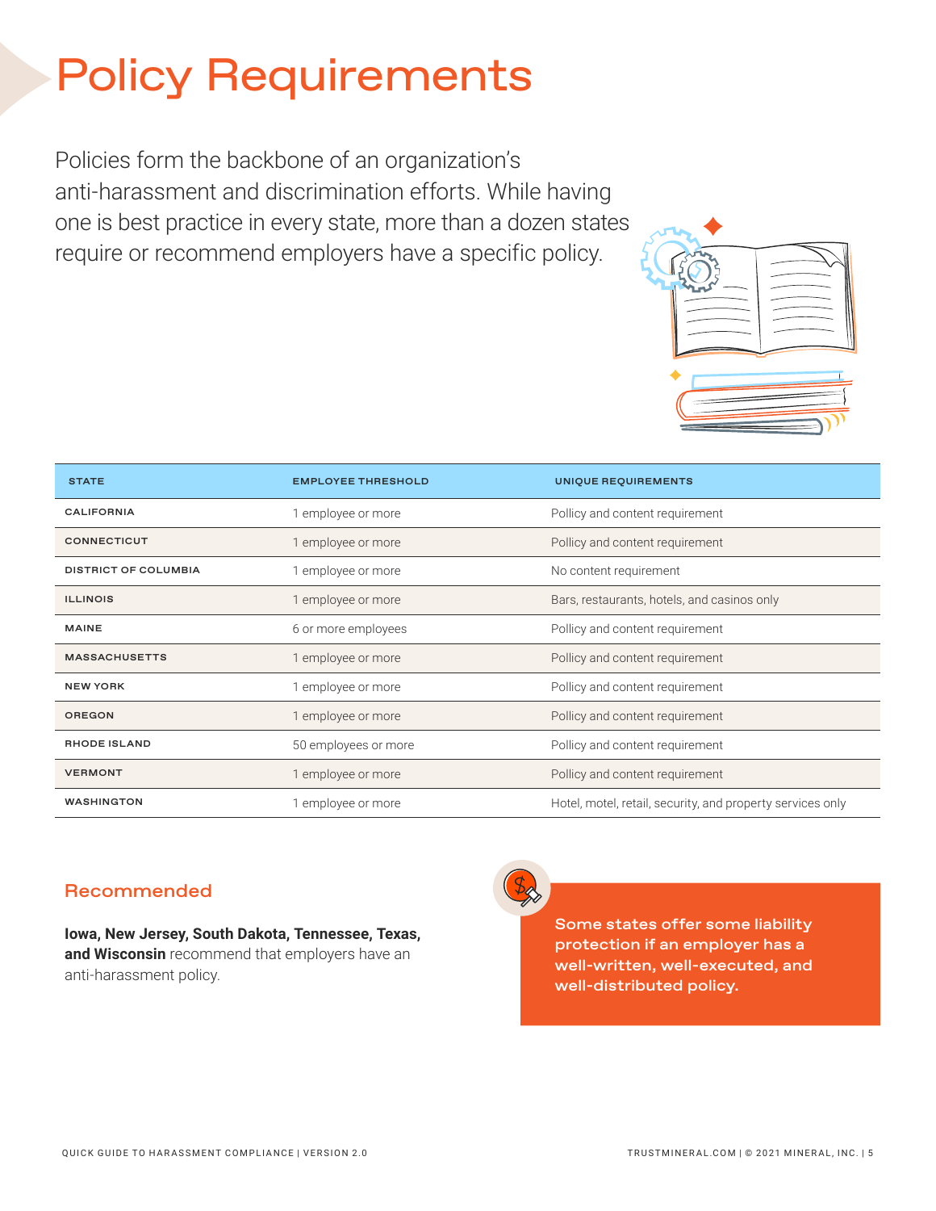# Policy Requirements

Policies form the backbone of an organization's anti-harassment and discrimination efforts. While having one is best practice in every state, more than a dozen states require or recommend employers have a specific policy.

| STATE | EMPLOYEE THRESHOLD | UNIQUE REQUIREMENTS |
|---|---|---|
| CALIFORNIA | 1 employee or more | Pollicy and content requirement |
| CONNECTICUT | 1 employee or more | Pollicy and content requirement |
| DISTRICT OF COLUMBIA | 1 employee or more | No content requirement |
| ILLINOIS | 1 employee or more | Bars, restaurants, hotels, and casinos only |
| MAINE | 6 or more employees | Pollicy and content requirement |
| MASSACHUSETTS | 1 employee or more | Pollicy and content requirement |
| NEW YORK | 1 employee or more | Pollicy and content requirement |
| OREGON | 1 employee or more | Pollicy and content requirement |
| RHODE ISLAND | 50 employees or more | Pollicy and content requirement |
| VERMONT | 1 employee or more | Pollicy and content requirement |
| WASHINGTON | 1 employee or more | Hotel, motel, retail, security, and property services only |

## Recommended

**Iowa, New Jersey, South Dakota, Tennessee, Texas, and Wisconsin** recommend that employers have an anti-harassment policy.

**Some states offer some liability protection if an employer has a well-written, well-executed, and well-distributed policy.**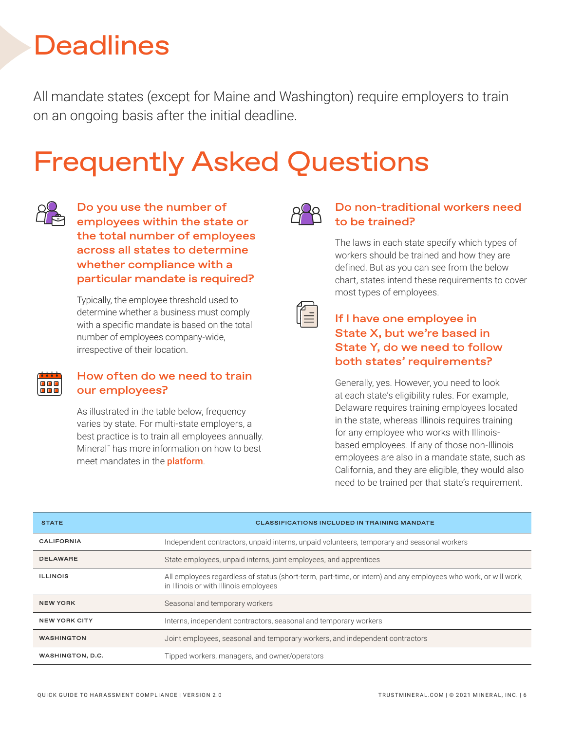# Deadlines

All mandate states (except for Maine and Washington) require employers to train on an ongoing basis after the initial deadline.

# Frequently Asked Questions

### Do you use the number of employees within the state or the total number of employees across all states to determine whether compliance with a particular mandate is required?

Typically, the employee threshold used to determine whether a business must comply with a specific mandate is based on the total number of employees company-wide, irrespective of their location.

### How often do we need to train our employees?

As illustrated in the table below, frequency varies by state. For multi-state employers, a best practice is to train all employees annually. Mineral™ has more information on how to best meet mandates in the **platform**.

### Do non-traditional workers need to be trained?

The laws in each state specify which types of workers should be trained and how they are defined. But as you can see from the below chart, states intend these requirements to cover most types of employees.

### If I have one employee in State X, but we're based in State Y, do we need to follow both states' requirements?

Generally, yes. However, you need to look at each state's eligibility rules. For example, Delaware requires training employees located in the state, whereas Illinois requires training for any employee who works with Illinois-based employees. If any of those non-Illinois employees are also in a mandate state, such as California, and they are eligible, they would also need to be trained per that state's requirement.

| STATE | CLASSIFICATIONS INCLUDED IN TRAINING MANDATE |
|---|---|
| CALIFORNIA | Independent contractors, unpaid interns, unpaid volunteers, temporary and seasonal workers |
| DELAWARE | State employees, unpaid interns, joint employees, and apprentices |
| ILLINOIS | All employees regardless of status (short-term, part-time, or intern) and any employees who work, or will work, in Illinois or with Illinois employees |
| NEW YORK | Seasonal and temporary workers |
| NEW YORK CITY | Interns, independent contractors, seasonal and temporary workers |
| WASHINGTON | Joint employees, seasonal and temporary workers, and independent contractors |
| WASHINGTON, D.C. | Tipped workers, managers, and owner/operators |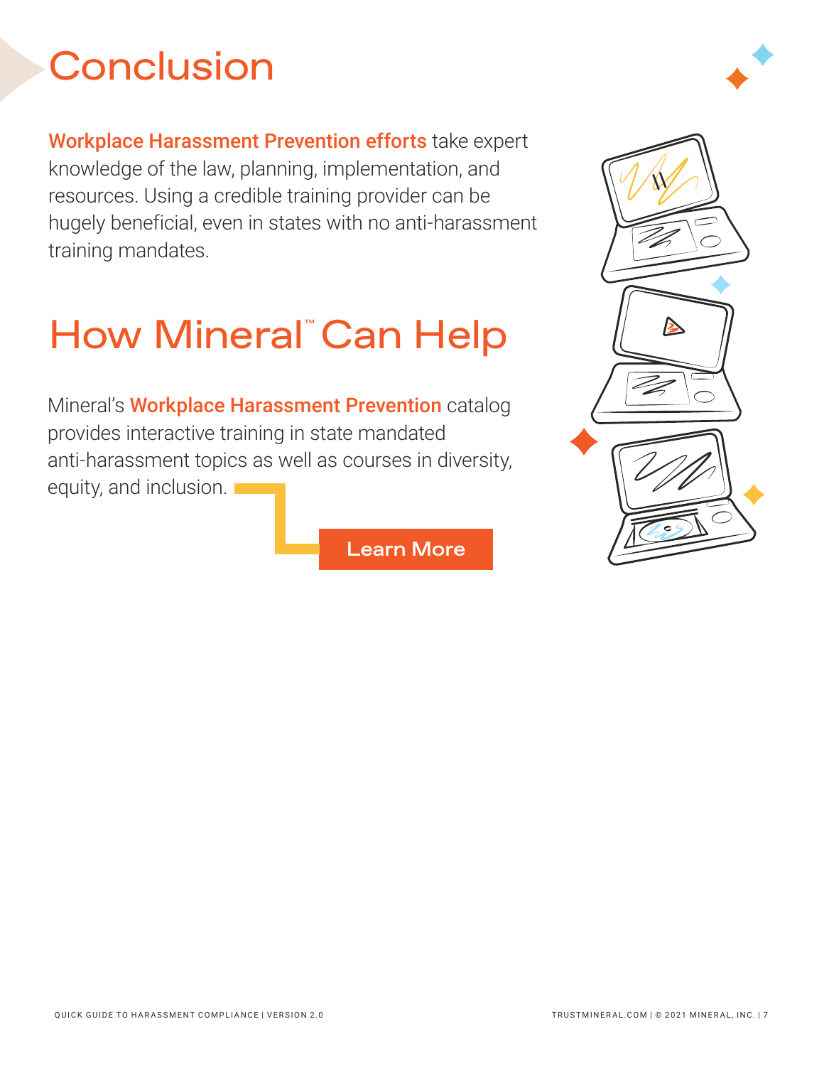# Conclusion

**Workplace Harassment Prevention efforts** take expert knowledge of the law, planning, implementation, and resources. Using a credible training provider can be hugely beneficial, even in states with no anti-harassment training mandates.

# How Mineral™ Can Help

Mineral's **Workplace Harassment Prevention** catalog provides interactive training in state mandated anti-harassment topics as well as courses in diversity, equity, and inclusion.

**Learn More**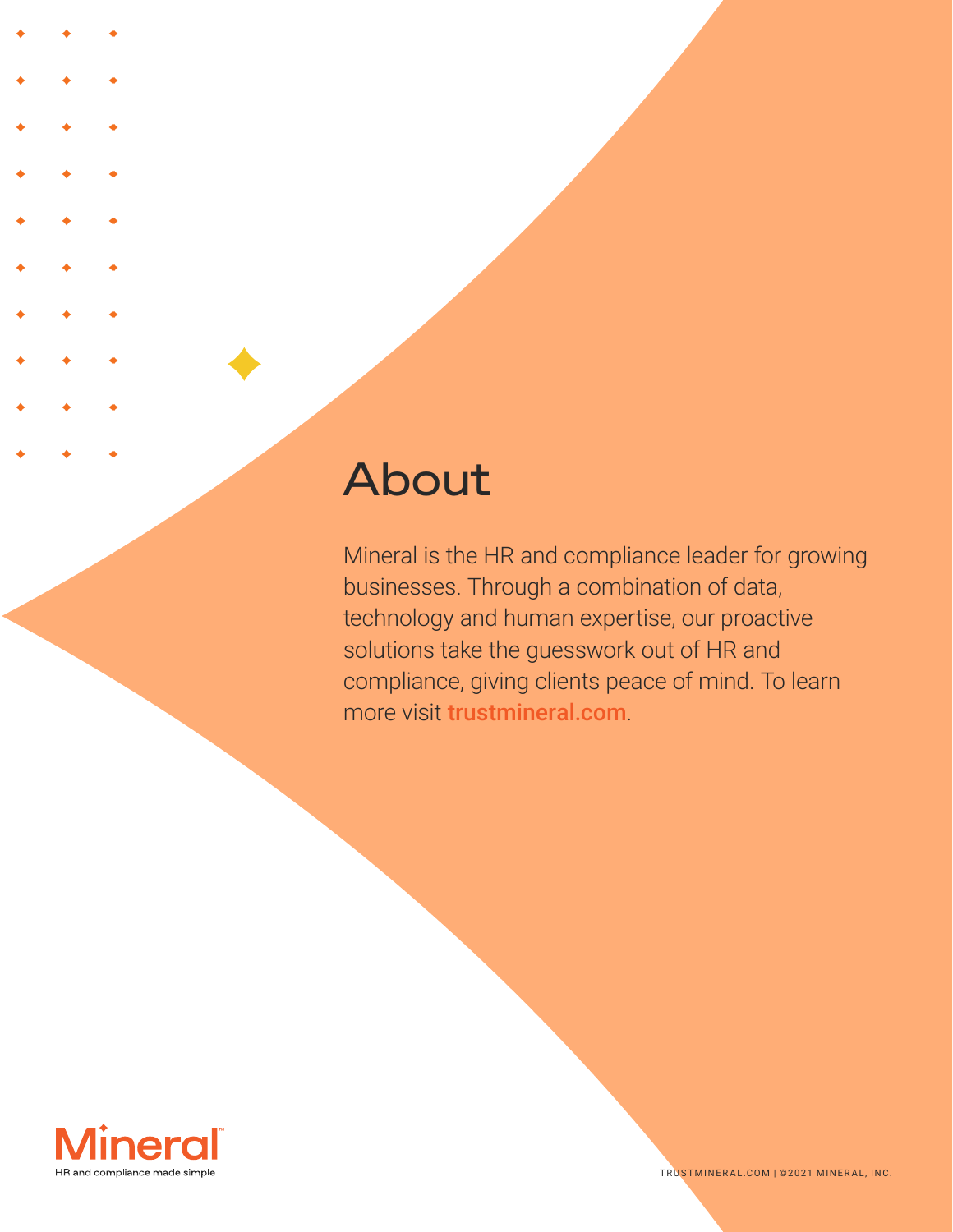# About

Mineral is the HR and compliance leader for growing businesses. Through a combination of data, technology and human expertise, our proactive solutions take the guesswork out of HR and compliance, giving clients peace of mind. To learn more visit **trustmineral.com**.

Mineral™

HR and compliance made simple.

TRUSTMINERAL.COM | ©2021 MINERAL, INC.